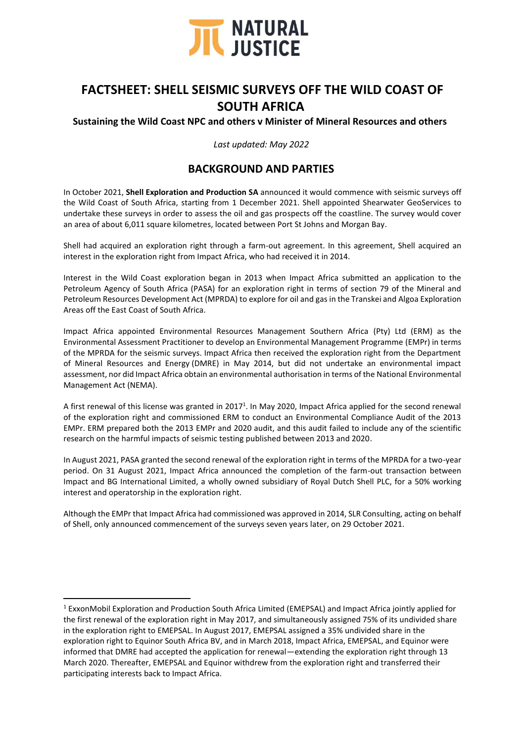NATURAL JUSTICE

# FACTSHEET: SHELL SEISMIC SURVEYS OFF THE WILD COAST OF SOUTH AFRICA

**Sustaining the Wild Coast NPC and others v Minister of Mineral Resources and others**

*Last updated: May 2022*

## BACKGROUND AND PARTIES

In October 2021, **Shell Exploration and Production SA** announced it would commence with seismic surveys off the Wild Coast of South Africa, starting from 1 December 2021. Shell appointed Shearwater GeoServices to undertake these surveys in order to assess the oil and gas prospects off the coastline. The survey would cover an area of about 6,011 square kilometres, located between Port St Johns and Morgan Bay.

Shell had acquired an exploration right through a farm-out agreement. In this agreement, Shell acquired an interest in the exploration right from Impact Africa, who had received it in 2014.

Interest in the Wild Coast exploration began in 2013 when Impact Africa submitted an application to the Petroleum Agency of South Africa (PASA) for an exploration right in terms of section 79 of the Mineral and Petroleum Resources Development Act (MPRDA) to explore for oil and gas in the Transkei and Algoa Exploration Areas off the East Coast of South Africa.

Impact Africa appointed Environmental Resources Management Southern Africa (Pty) Ltd (ERM) as the Environmental Assessment Practitioner to develop an Environmental Management Programme (EMPr) in terms of the MPRDA for the seismic surveys. Impact Africa then received the exploration right from the Department of Mineral Resources and Energy (DMRE) in May 2014, but did not undertake an environmental impact assessment, nor did Impact Africa obtain an environmental authorisation in terms of the National Environmental Management Act (NEMA).

A first renewal of this license was granted in 2017[1]. In May 2020, Impact Africa applied for the second renewal of the exploration right and commissioned ERM to conduct an Environmental Compliance Audit of the 2013 EMPr. ERM prepared both the 2013 EMPr and 2020 audit, and this audit failed to include any of the scientific research on the harmful impacts of seismic testing published between 2013 and 2020.

In August 2021, PASA granted the second renewal of the exploration right in terms of the MPRDA for a two-year period. On 31 August 2021, Impact Africa announced the completion of the farm-out transaction between Impact and BG International Limited, a wholly owned subsidiary of Royal Dutch Shell PLC, for a 50% working interest and operatorship in the exploration right.

Although the EMPr that Impact Africa had commissioned was approved in 2014, SLR Consulting, acting on behalf of Shell, only announced commencement of the surveys seven years later, on 29 October 2021.

---

[1] ExxonMobil Exploration and Production South Africa Limited (EMEPSAL) and Impact Africa jointly applied for the first renewal of the exploration right in May 2017, and simultaneously assigned 75% of its undivided share in the exploration right to EMEPSAL. In August 2017, EMEPSAL assigned a 35% undivided share in the exploration right to Equinor South Africa BV, and in March 2018, Impact Africa, EMEPSAL, and Equinor were informed that DMRE had accepted the application for renewal—extending the exploration right through 13 March 2020. Thereafter, EMEPSAL and Equinor withdrew from the exploration right and transferred their participating interests back to Impact Africa.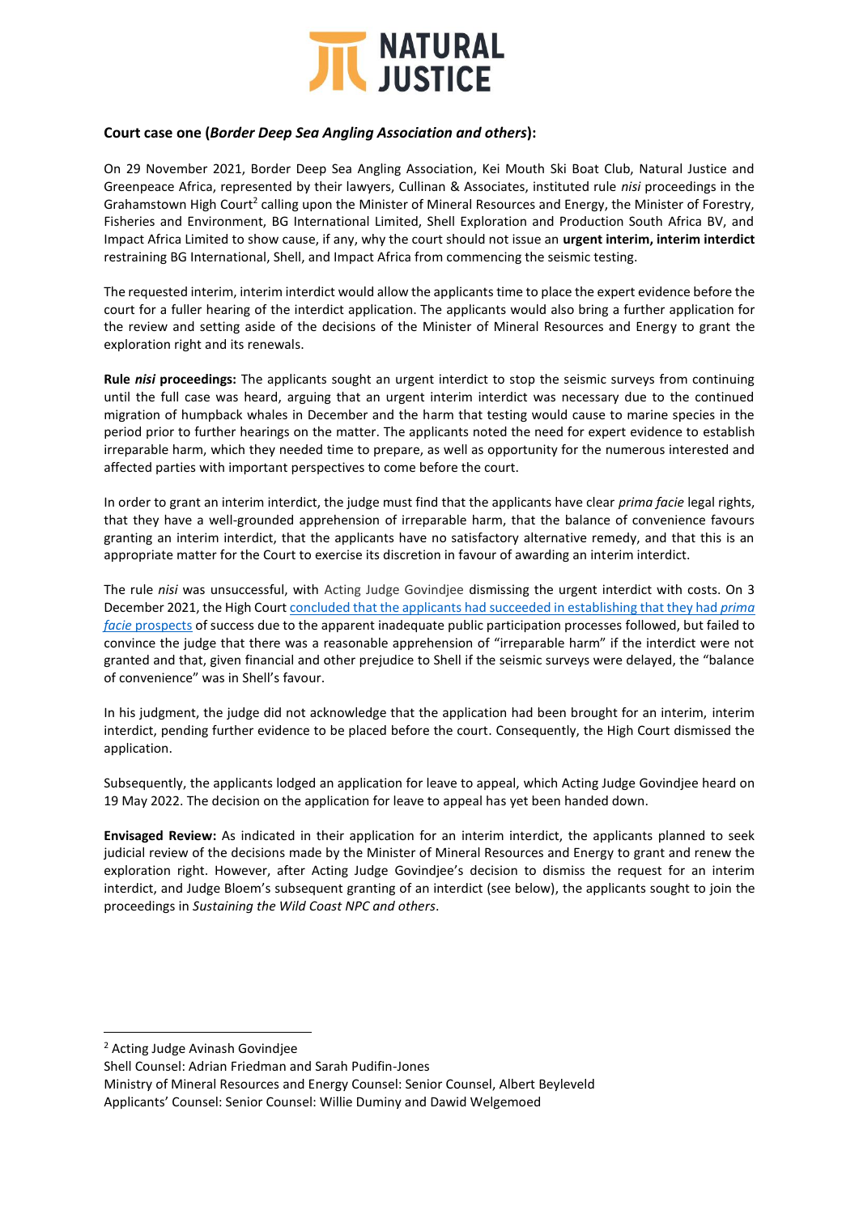### Court case one (*Border Deep Sea Angling Association and others*):

On 29 November 2021, Border Deep Sea Angling Association, Kei Mouth Ski Boat Club, Natural Justice and Greenpeace Africa, represented by their lawyers, Cullinan & Associates, instituted rule *nisi* proceedings in the Grahamstown High Court[2] calling upon the Minister of Mineral Resources and Energy, the Minister of Forestry, Fisheries and Environment, BG International Limited, Shell Exploration and Production South Africa BV, and Impact Africa Limited to show cause, if any, why the court should not issue an **urgent interim, interim interdict** restraining BG International, Shell, and Impact Africa from commencing the seismic testing.

The requested interim, interim interdict would allow the applicants time to place the expert evidence before the court for a fuller hearing of the interdict application. The applicants would also bring a further application for the review and setting aside of the decisions of the Minister of Mineral Resources and Energy to grant the exploration right and its renewals.

**Rule *nisi* proceedings:** The applicants sought an urgent interdict to stop the seismic surveys from continuing until the full case was heard, arguing that an urgent interim interdict was necessary due to the continued migration of humpback whales in December and the harm that testing would cause to marine species in the period prior to further hearings on the matter. The applicants noted the need for expert evidence to establish irreparable harm, which they needed time to prepare, as well as opportunity for the numerous interested and affected parties with important perspectives to come before the court.

In order to grant an interim interdict, the judge must find that the applicants have clear *prima facie* legal rights, that they have a well-grounded apprehension of irreparable harm, that the balance of convenience favours granting an interim interdict, that the applicants have no satisfactory alternative remedy, and that this is an appropriate matter for the Court to exercise its discretion in favour of awarding an interim interdict.

The rule *nisi* was unsuccessful, with Acting Judge Govindjee dismissing the urgent interdict with costs. On 3 December 2021, the High Court concluded that the applicants had succeeded in establishing that they had *prima facie* prospects of success due to the apparent inadequate public participation processes followed, but failed to convince the judge that there was a reasonable apprehension of "irreparable harm" if the interdict were not granted and that, given financial and other prejudice to Shell if the seismic surveys were delayed, the "balance of convenience" was in Shell's favour.

In his judgment, the judge did not acknowledge that the application had been brought for an interim, interim interdict, pending further evidence to be placed before the court. Consequently, the High Court dismissed the application.

Subsequently, the applicants lodged an application for leave to appeal, which Acting Judge Govindjee heard on 19 May 2022. The decision on the application for leave to appeal has yet been handed down.

**Envisaged Review:** As indicated in their application for an interim interdict, the applicants planned to seek judicial review of the decisions made by the Minister of Mineral Resources and Energy to grant and renew the exploration right. However, after Acting Judge Govindjee's decision to dismiss the request for an interim interdict, and Judge Bloem's subsequent granting of an interdict (see below), the applicants sought to join the proceedings in *Sustaining the Wild Coast NPC and others*.

---

[2] Acting Judge Avinash Govindjee
Shell Counsel: Adrian Friedman and Sarah Pudifin-Jones
Ministry of Mineral Resources and Energy Counsel: Senior Counsel, Albert Beyleveld
Applicants' Counsel: Senior Counsel: Willie Duminy and Dawid Welgemoed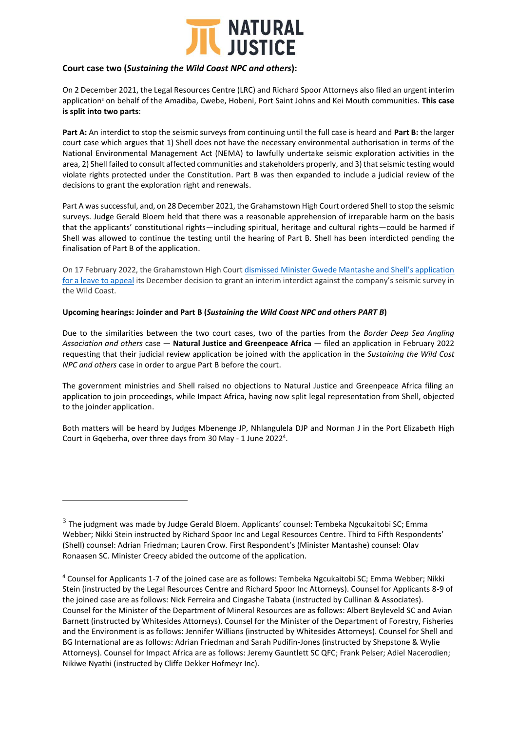**Court case two (*Sustaining the Wild Coast NPC and others*):**

On 2 December 2021, the Legal Resources Centre (LRC) and Richard Spoor Attorneys also filed an urgent interim application[3] on behalf of the Amadiba, Cwebe, Hobeni, Port Saint Johns and Kei Mouth communities. **This case is split into two parts**:

**Part A:** An interdict to stop the seismic surveys from continuing until the full case is heard and **Part B:** the larger court case which argues that 1) Shell does not have the necessary environmental authorisation in terms of the National Environmental Management Act (NEMA) to lawfully undertake seismic exploration activities in the area, 2) Shell failed to consult affected communities and stakeholders properly, and 3) that seismic testing would violate rights protected under the Constitution. Part B was then expanded to include a judicial review of the decisions to grant the exploration right and renewals.

Part A was successful, and, on 28 December 2021, the Grahamstown High Court ordered Shell to stop the seismic surveys. Judge Gerald Bloem held that there was a reasonable apprehension of irreparable harm on the basis that the applicants' constitutional rights—including spiritual, heritage and cultural rights—could be harmed if Shell was allowed to continue the testing until the hearing of Part B. Shell has been interdicted pending the finalisation of Part B of the application.

On 17 February 2022, the Grahamstown High Court [dismissed Minister Gwede Mantashe and Shell's application for a leave to appeal](#) its December decision to grant an interim interdict against the company's seismic survey in the Wild Coast.

**Upcoming hearings: Joinder and Part B (*Sustaining the Wild Coast NPC and others PART B*)**

Due to the similarities between the two court cases, two of the parties from the *Border Deep Sea Angling Association and others* case — **Natural Justice and Greenpeace Africa** — filed an application in February 2022 requesting that their judicial review application be joined with the application in the *Sustaining the Wild Cost NPC and others* case in order to argue Part B before the court.

The government ministries and Shell raised no objections to Natural Justice and Greenpeace Africa filing an application to join proceedings, while Impact Africa, having now split legal representation from Shell, objected to the joinder application.

Both matters will be heard by Judges Mbenenge JP, Nhlangulela DJP and Norman J in the Port Elizabeth High Court in Gqeberha, over three days from 30 May - 1 June 2022[4].

---

[3] The judgment was made by Judge Gerald Bloem. Applicants' counsel: Tembeka Ngcukaitobi SC; Emma Webber; Nikki Stein instructed by Richard Spoor Inc and Legal Resources Centre. Third to Fifth Respondents' (Shell) counsel: Adrian Friedman; Lauren Crow. First Respondent's (Minister Mantashe) counsel: Olav Ronaasen SC. Minister Creecy abided the outcome of the application.

[4] Counsel for Applicants 1-7 of the joined case are as follows: Tembeka Ngcukaitobi SC; Emma Webber; Nikki Stein (instructed by the Legal Resources Centre and Richard Spoor Inc Attorneys). Counsel for Applicants 8-9 of the joined case are as follows: Nick Ferreira and Cingashe Tabata (instructed by Cullinan & Associates). Counsel for the Minister of the Department of Mineral Resources are as follows: Albert Beyleveld SC and Avian Barnett (instructed by Whitesides Attorneys). Counsel for the Minister of the Department of Forestry, Fisheries and the Environment is as follows: Jennifer Willians (instructed by Whitesides Attorneys). Counsel for Shell and BG International are as follows: Adrian Friedman and Sarah Pudifin-Jones (instructed by Shepstone & Wylie Attorneys). Counsel for Impact Africa are as follows: Jeremy Gauntlett SC QFC; Frank Pelser; Adiel Nacerodien; Nikiwe Nyathi (instructed by Cliffe Dekker Hofmeyr Inc).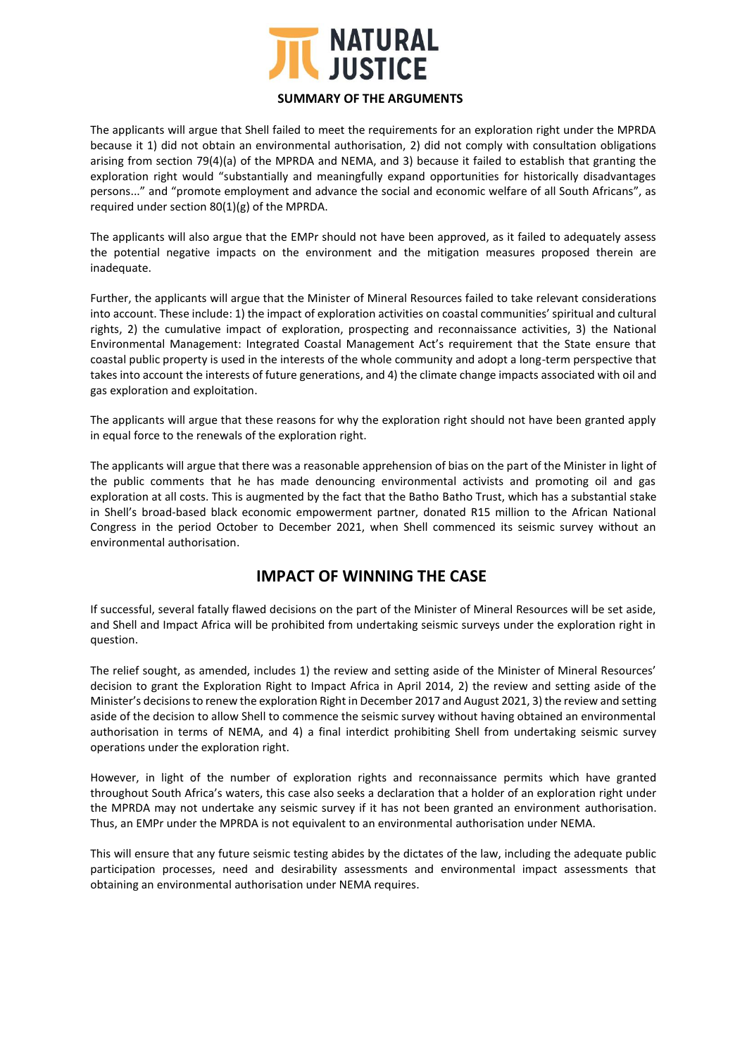**SUMMARY OF THE ARGUMENTS**

The applicants will argue that Shell failed to meet the requirements for an exploration right under the MPRDA because it 1) did not obtain an environmental authorisation, 2) did not comply with consultation obligations arising from section 79(4)(a) of the MPRDA and NEMA, and 3) because it failed to establish that granting the exploration right would "substantially and meaningfully expand opportunities for historically disadvantages persons..." and "promote employment and advance the social and economic welfare of all South Africans", as required under section 80(1)(g) of the MPRDA.

The applicants will also argue that the EMPr should not have been approved, as it failed to adequately assess the potential negative impacts on the environment and the mitigation measures proposed therein are inadequate.

Further, the applicants will argue that the Minister of Mineral Resources failed to take relevant considerations into account. These include: 1) the impact of exploration activities on coastal communities' spiritual and cultural rights, 2) the cumulative impact of exploration, prospecting and reconnaissance activities, 3) the National Environmental Management: Integrated Coastal Management Act's requirement that the State ensure that coastal public property is used in the interests of the whole community and adopt a long-term perspective that takes into account the interests of future generations, and 4) the climate change impacts associated with oil and gas exploration and exploitation.

The applicants will argue that these reasons for why the exploration right should not have been granted apply in equal force to the renewals of the exploration right.

The applicants will argue that there was a reasonable apprehension of bias on the part of the Minister in light of the public comments that he has made denouncing environmental activists and promoting oil and gas exploration at all costs. This is augmented by the fact that the Batho Batho Trust, which has a substantial stake in Shell's broad-based black economic empowerment partner, donated R15 million to the African National Congress in the period October to December 2021, when Shell commenced its seismic survey without an environmental authorisation.

## IMPACT OF WINNING THE CASE

If successful, several fatally flawed decisions on the part of the Minister of Mineral Resources will be set aside, and Shell and Impact Africa will be prohibited from undertaking seismic surveys under the exploration right in question.

The relief sought, as amended, includes 1) the review and setting aside of the Minister of Mineral Resources' decision to grant the Exploration Right to Impact Africa in April 2014, 2) the review and setting aside of the Minister's decisions to renew the exploration Right in December 2017 and August 2021, 3) the review and setting aside of the decision to allow Shell to commence the seismic survey without having obtained an environmental authorisation in terms of NEMA, and 4) a final interdict prohibiting Shell from undertaking seismic survey operations under the exploration right.

However, in light of the number of exploration rights and reconnaissance permits which have granted throughout South Africa's waters, this case also seeks a declaration that a holder of an exploration right under the MPRDA may not undertake any seismic survey if it has not been granted an environment authorisation. Thus, an EMPr under the MPRDA is not equivalent to an environmental authorisation under NEMA.

This will ensure that any future seismic testing abides by the dictates of the law, including the adequate public participation processes, need and desirability assessments and environmental impact assessments that obtaining an environmental authorisation under NEMA requires.